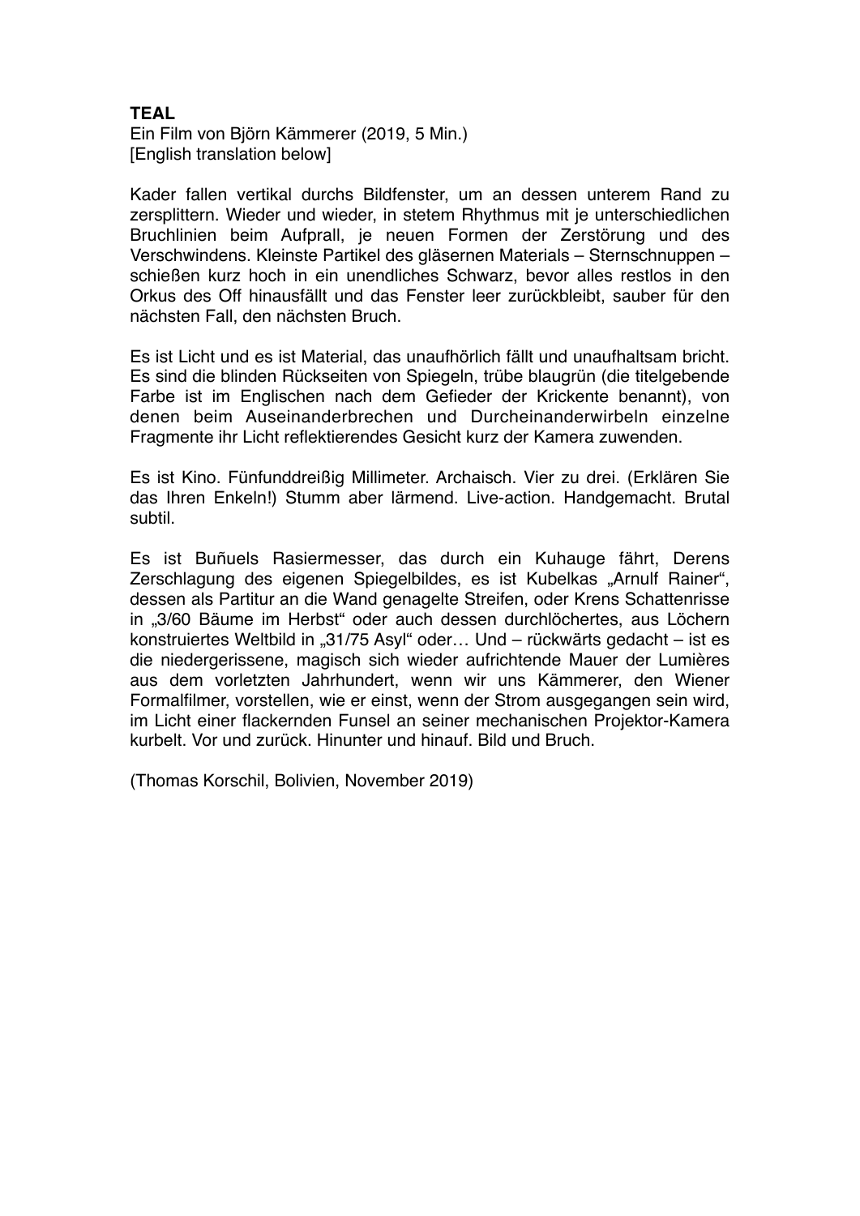**TEAL**
Ein Film von Björn Kämmerer (2019, 5 Min.)
[English translation below]

Kader fallen vertikal durchs Bildfenster, um an dessen unterem Rand zu zersplittern. Wieder und wieder, in stetem Rhythmus mit je unterschiedlichen Bruchlinien beim Aufprall, je neuen Formen der Zerstörung und des Verschwindens. Kleinste Partikel des gläsernen Materials – Sternschnuppen – schießen kurz hoch in ein unendliches Schwarz, bevor alles restlos in den Orkus des Off hinausfällt und das Fenster leer zurückbleibt, sauber für den nächsten Fall, den nächsten Bruch.

Es ist Licht und es ist Material, das unaufhörlich fällt und unaufhaltsam bricht. Es sind die blinden Rückseiten von Spiegeln, trübe blaugrün (die titelgebende Farbe ist im Englischen nach dem Gefieder der Krickente benannt), von denen beim Auseinanderbrechen und Durcheinanderwirbeln einzelne Fragmente ihr Licht reflektierendes Gesicht kurz der Kamera zuwenden.

Es ist Kino. Fünfunddreißig Millimeter. Archaisch. Vier zu drei. (Erklären Sie das Ihren Enkeln!) Stumm aber lärmend. Live-action. Handgemacht. Brutal subtil.

Es ist Buñuels Rasiermesser, das durch ein Kuhauge fährt, Derens Zerschlagung des eigenen Spiegelbildes, es ist Kubelkas „Arnulf Rainer", dessen als Partitur an die Wand genagelte Streifen, oder Krens Schattenrisse in „3/60 Bäume im Herbst" oder auch dessen durchlöchertes, aus Löchern konstruiertes Weltbild in „31/75 Asyl" oder… Und – rückwärts gedacht – ist es die niedergerissene, magisch sich wieder aufrichtende Mauer der Lumières aus dem vorletzten Jahrhundert, wenn wir uns Kämmerer, den Wiener Formalfilmer, vorstellen, wie er einst, wenn der Strom ausgegangen sein wird, im Licht einer flackernden Funsel an seiner mechanischen Projektor-Kamera kurbelt. Vor und zurück. Hinunter und hinauf. Bild und Bruch.

(Thomas Korschil, Bolivien, November 2019)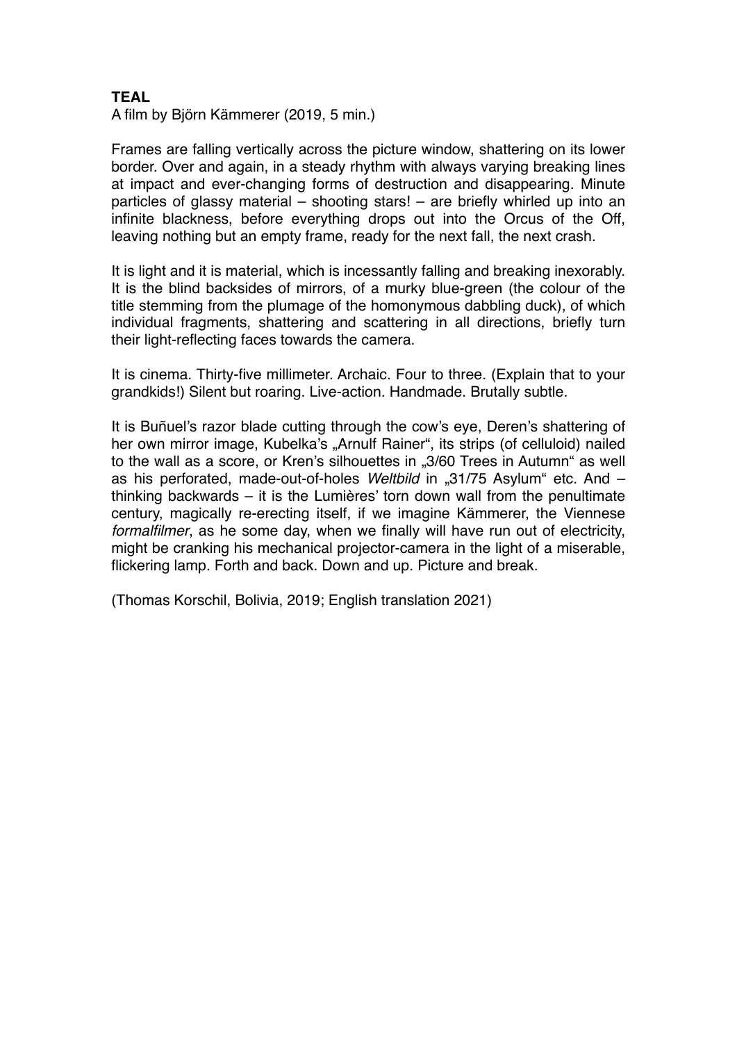**TEAL**

A film by Björn Kämmerer (2019, 5 min.)

Frames are falling vertically across the picture window, shattering on its lower border. Over and again, in a steady rhythm with always varying breaking lines at impact and ever-changing forms of destruction and disappearing. Minute particles of glassy material – shooting stars! – are briefly whirled up into an infinite blackness, before everything drops out into the Orcus of the Off, leaving nothing but an empty frame, ready for the next fall, the next crash.

It is light and it is material, which is incessantly falling and breaking inexorably. It is the blind backsides of mirrors, of a murky blue-green (the colour of the title stemming from the plumage of the homonymous dabbling duck), of which individual fragments, shattering and scattering in all directions, briefly turn their light-reflecting faces towards the camera.

It is cinema. Thirty-five millimeter. Archaic. Four to three. (Explain that to your grandkids!) Silent but roaring. Live-action. Handmade. Brutally subtle.

It is Buñuel's razor blade cutting through the cow's eye, Deren's shattering of her own mirror image, Kubelka's „Arnulf Rainer", its strips (of celluloid) nailed to the wall as a score, or Kren's silhouettes in „3/60 Trees in Autumn" as well as his perforated, made-out-of-holes *Weltbild* in „31/75 Asylum" etc. And – thinking backwards – it is the Lumières' torn down wall from the penultimate century, magically re-erecting itself, if we imagine Kämmerer, the Viennese *formalfilmer*, as he some day, when we finally will have run out of electricity, might be cranking his mechanical projector-camera in the light of a miserable, flickering lamp. Forth and back. Down and up. Picture and break.

(Thomas Korschil, Bolivia, 2019; English translation 2021)